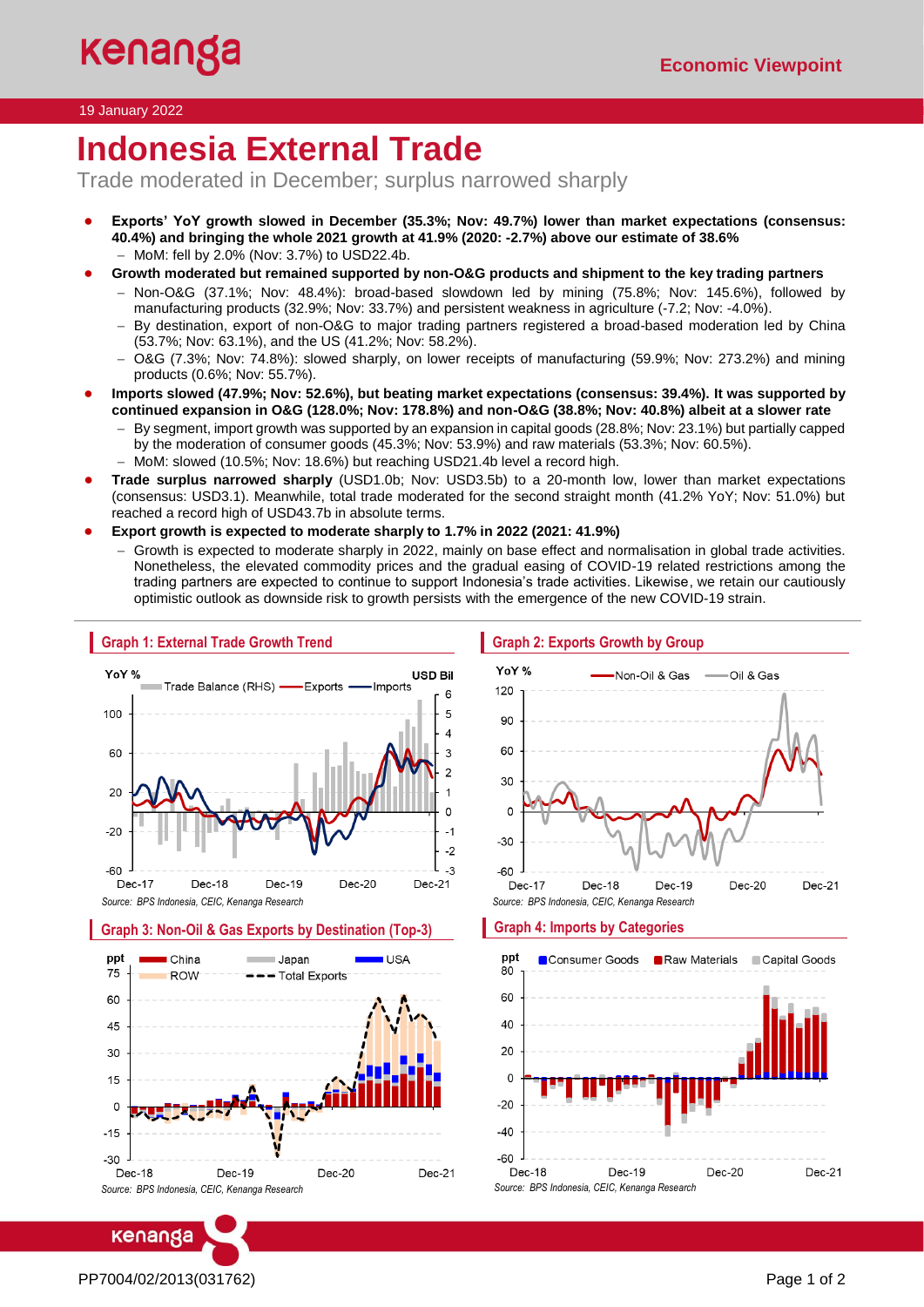kenanga

Economic Viewpoint

19 January 2022

# Indonesia External Trade

Trade moderated in December; surplus narrowed sharply

- **Exports' YoY growth slowed in December (35.3%; Nov: 49.7%) lower than market expectations (consensus: 40.4%) and bringing the whole 2021 growth at 41.9% (2020: -2.7%) above our estimate of 38.6%**
  - MoM: fell by 2.0% (Nov: 3.7%) to USD22.4b.
- **Growth moderated but remained supported by non-O&G products and shipment to the key trading partners**
  - Non-O&G (37.1%; Nov: 48.4%): broad-based slowdown led by mining (75.8%; Nov: 145.6%), followed by manufacturing products (32.9%; Nov: 33.7%) and persistent weakness in agriculture (-7.2; Nov: -4.0%).
  - By destination, export of non-O&G to major trading partners registered a broad-based moderation led by China (53.7%; Nov: 63.1%), and the US (41.2%; Nov: 58.2%).
  - O&G (7.3%; Nov: 74.8%): slowed sharply, on lower receipts of manufacturing (59.9%; Nov: 273.2%) and mining products (0.6%; Nov: 55.7%).
- **Imports slowed (47.9%; Nov: 52.6%), but beating market expectations (consensus: 39.4%). It was supported by continued expansion in O&G (128.0%; Nov: 178.8%) and non-O&G (38.8%; Nov: 40.8%) albeit at a slower rate**
  - By segment, import growth was supported by an expansion in capital goods (28.8%; Nov: 23.1%) but partially capped by the moderation of consumer goods (45.3%; Nov: 53.9%) and raw materials (53.3%; Nov: 60.5%).
  - MoM: slowed (10.5%; Nov: 18.6%) but reaching USD21.4b level a record high.
- **Trade surplus narrowed sharply** (USD1.0b; Nov: USD3.5b) to a 20-month low, lower than market expectations (consensus: USD3.1). Meanwhile, total trade moderated for the second straight month (41.2% YoY; Nov: 51.0%) but reached a record high of USD43.7b in absolute terms.
- **Export growth is expected to moderate sharply to 1.7% in 2022 (2021: 41.9%)**
  - Growth is expected to moderate sharply in 2022, mainly on base effect and normalisation in global trade activities. Nonetheless, the elevated commodity prices and the gradual easing of COVID-19 related restrictions among the trading partners are expected to continue to support Indonesia's trade activities. Likewise, we retain our cautiously optimistic outlook as downside risk to growth persists with the emergence of the new COVID-19 strain.

**Graph 1: External Trade Growth Trend**

YoY % | USD Bil
Trade Balance (RHS) — Exports — Imports
100, 60, 20, -20, -60 | 6, 5, 4, 3, 2, 1, 0, -1, -2, -3
Dec-17, Dec-18, Dec-19, Dec-20, Dec-21

*Source: BPS Indonesia, CEIC, Kenanga Research*

**Graph 2: Exports Growth by Group**

YoY %
Non-Oil & Gas — Oil & Gas
120, 90, 60, 30, 0, -30, -60
Dec-17, Dec-18, Dec-19, Dec-20, Dec-21

*Source: BPS Indonesia, CEIC, Kenanga Research*

**Graph 3: Non-Oil & Gas Exports by Destination (Top-3)**

ppt
China, Japan, USA, ROW, Total Exports
75, 60, 45, 30, 15, 0, -15, -30
Dec-18, Dec-19, Dec-20, Dec-21

*Source: BPS Indonesia, CEIC, Kenanga Research*

**Graph 4: Imports by Categories**

ppt
Consumer Goods, Raw Materials, Capital Goods
80, 60, 40, 20, 0, -20, -40, -60
Dec-18, Dec-19, Dec-20, Dec-21

*Source: BPS Indonesia, CEIC, Kenanga Research*

PP7004/02/2013(031762)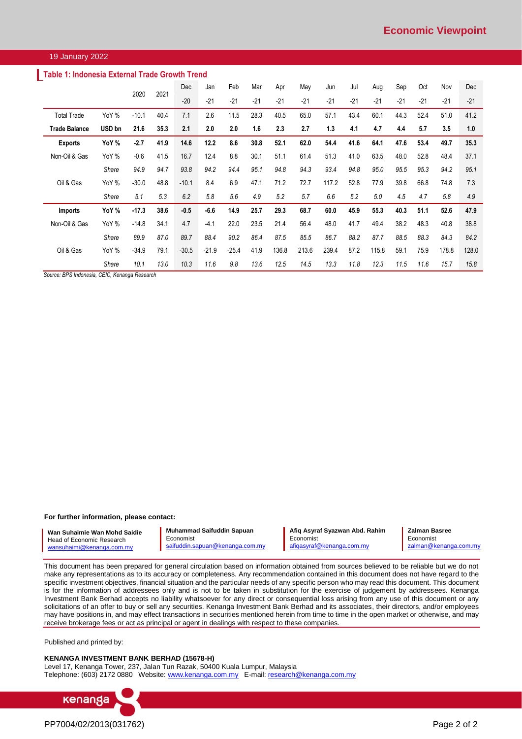### Table 1: Indonesia External Trade Growth Trend

| | | 2020 | 2021 | Dec -20 | Jan -21 | Feb -21 | Mar -21 | Apr -21 | May -21 | Jun -21 | Jul -21 | Aug -21 | Sep -21 | Oct -21 | Nov -21 | Dec -21 |
|---|---|---|---|---|---|---|---|---|---|---|---|---|---|---|---|---|
| Total Trade | YoY % | -10.1 | 40.4 | 7.1 | 2.6 | 11.5 | 28.3 | 40.5 | 65.0 | 57.1 | 43.4 | 60.1 | 44.3 | 52.4 | 51.0 | 41.2 |
| **Trade Balance** | **USD bn** | **21.6** | **35.3** | **2.1** | **2.0** | **2.0** | **1.6** | **2.3** | **2.7** | **1.3** | **4.1** | **4.7** | **4.4** | **5.7** | **3.5** | **1.0** |
| **Exports** | **YoY %** | **-2.7** | **41.9** | **14.6** | **12.2** | **8.6** | **30.8** | **52.1** | **62.0** | **54.4** | **41.6** | **64.1** | **47.6** | **53.4** | **49.7** | **35.3** |
| Non-Oil & Gas | YoY % | -0.6 | 41.5 | 16.7 | 12.4 | 8.8 | 30.1 | 51.1 | 61.4 | 51.3 | 41.0 | 63.5 | 48.0 | 52.8 | 48.4 | 37.1 |
| | *Share* | *94.9* | *94.7* | *93.8* | *94.2* | *94.4* | *95.1* | *94.8* | *94.3* | *93.4* | *94.8* | *95.0* | *95.5* | *95.3* | *94.2* | *95.1* |
| Oil & Gas | YoY % | -30.0 | 48.8 | -10.1 | 8.4 | 6.9 | 47.1 | 71.2 | 72.7 | 117.2 | 52.8 | 77.9 | 39.8 | 66.8 | 74.8 | 7.3 |
| | *Share* | *5.1* | *5.3* | *6.2* | *5.8* | *5.6* | *4.9* | *5.2* | *5.7* | *6.6* | *5.2* | *5.0* | *4.5* | *4.7* | *5.8* | *4.9* |
| **Imports** | **YoY %** | **-17.3** | **38.6** | **-0.5** | **-6.6** | **14.9** | **25.7** | **29.3** | **68.7** | **60.0** | **45.9** | **55.3** | **40.3** | **51.1** | **52.6** | **47.9** |
| Non-Oil & Gas | YoY % | -14.8 | 34.1 | 4.7 | -4.1 | 22.0 | 23.5 | 21.4 | 56.4 | 48.0 | 41.7 | 49.4 | 38.2 | 48.3 | 40.8 | 38.8 |
| | *Share* | *89.9* | *87.0* | *89.7* | *88.4* | *90.2* | *86.4* | *87.5* | *85.5* | *86.7* | *88.2* | *87.7* | *88.5* | *88.3* | *84.3* | *84.2* |
| Oil & Gas | YoY % | -34.9 | 79.1 | -30.5 | -21.9 | -25.4 | 41.9 | 136.8 | 213.6 | 239.4 | 87.2 | 115.8 | 59.1 | 75.9 | 178.8 | 128.0 |
| | *Share* | *10.1* | *13.0* | *10.3* | *11.6* | *9.8* | *13.6* | *12.5* | *14.5* | *13.3* | *11.8* | *12.3* | *11.5* | *11.6* | *15.7* | *15.8* |

*Source: BPS Indonesia, CEIC, Kenanga Research*

**For further information, please contact:**

**Wan Suhaimie Wan Mohd Saidie**
Head of Economic Research
wansuhaimi@kenanga.com.my

**Muhammad Saifuddin Sapuan**
Economist
saifuddin.sapuan@kenanga.com.my

**Afiq Asyraf Syazwan Abd. Rahim**
Economist
afiqasyraf@kenanga.com.my

**Zalman Basree**
Economist
zalman@kenanga.com.my

This document has been prepared for general circulation based on information obtained from sources believed to be reliable but we do not make any representations as to its accuracy or completeness. Any recommendation contained in this document does not have regard to the specific investment objectives, financial situation and the particular needs of any specific person who may read this document. This document is for the information of addressees only and is not to be taken in substitution for the exercise of judgement by addressees. Kenanga Investment Bank Berhad accepts no liability whatsoever for any direct or consequential loss arising from any use of this document or any solicitations of an offer to buy or sell any securities. Kenanga Investment Bank Berhad and its associates, their directors, and/or employees may have positions in, and may effect transactions in securities mentioned herein from time to time in the open market or otherwise, and may receive brokerage fees or act as principal or agent in dealings with respect to these companies.

Published and printed by:

**KENANGA INVESTMENT BANK BERHAD (15678-H)**
Level 17, Kenanga Tower, 237, Jalan Tun Razak, 50400 Kuala Lumpur, Malaysia
Telephone: (603) 2172 0880 Website: www.kenanga.com.my E-mail: research@kenanga.com.my

PP7004/02/2013(031762)